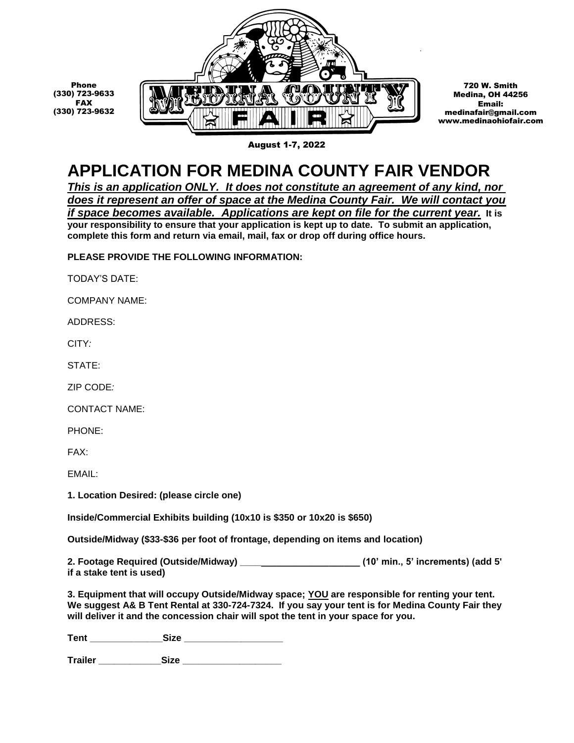Phone
(330) 723-9633
FAX
(330) 723-9632

MEDINA COUNTY FAIR

720 W. Smith
Medina, OH 44256
Email:
medinafair@gmail.com
www.medinaohiofair.com

August 1-7, 2022

# APPLICATION FOR MEDINA COUNTY FAIR VENDOR

***This is an application ONLY. It does not constitute an agreement of any kind, nor does it represent an offer of space at the Medina County Fair. We will contact you if space becomes available. Applications are kept on file for the current year.*** **It is your responsibility to ensure that your application is kept up to date. To submit an application, complete this form and return via email, mail, fax or drop off during office hours.**

**PLEASE PROVIDE THE FOLLOWING INFORMATION:**

TODAY'S DATE:

COMPANY NAME:

ADDRESS:

CITY:

STATE:

ZIP CODE:

CONTACT NAME:

PHONE:

FAX:

EMAIL:

**1. Location Desired: (please circle one)**

**Inside/Commercial Exhibits building (10x10 is $350 or 10x20 is $650)**

**Outside/Midway ($33-$36 per foot of frontage, depending on items and location)**

**2. Footage Required (Outside/Midway) _______________________ (10' min., 5' increments) (add 5' if a stake tent is used)**

**3. Equipment that will occupy Outside/Midway space; YOU are responsible for renting your tent. We suggest A& B Tent Rental at 330-724-7324. If you say your tent is for Medina County Fair they will deliver it and the concession chair will spot the tent in your space for you.**

**Tent _____________ Size _________________**

**Trailer ___________ Size _________________**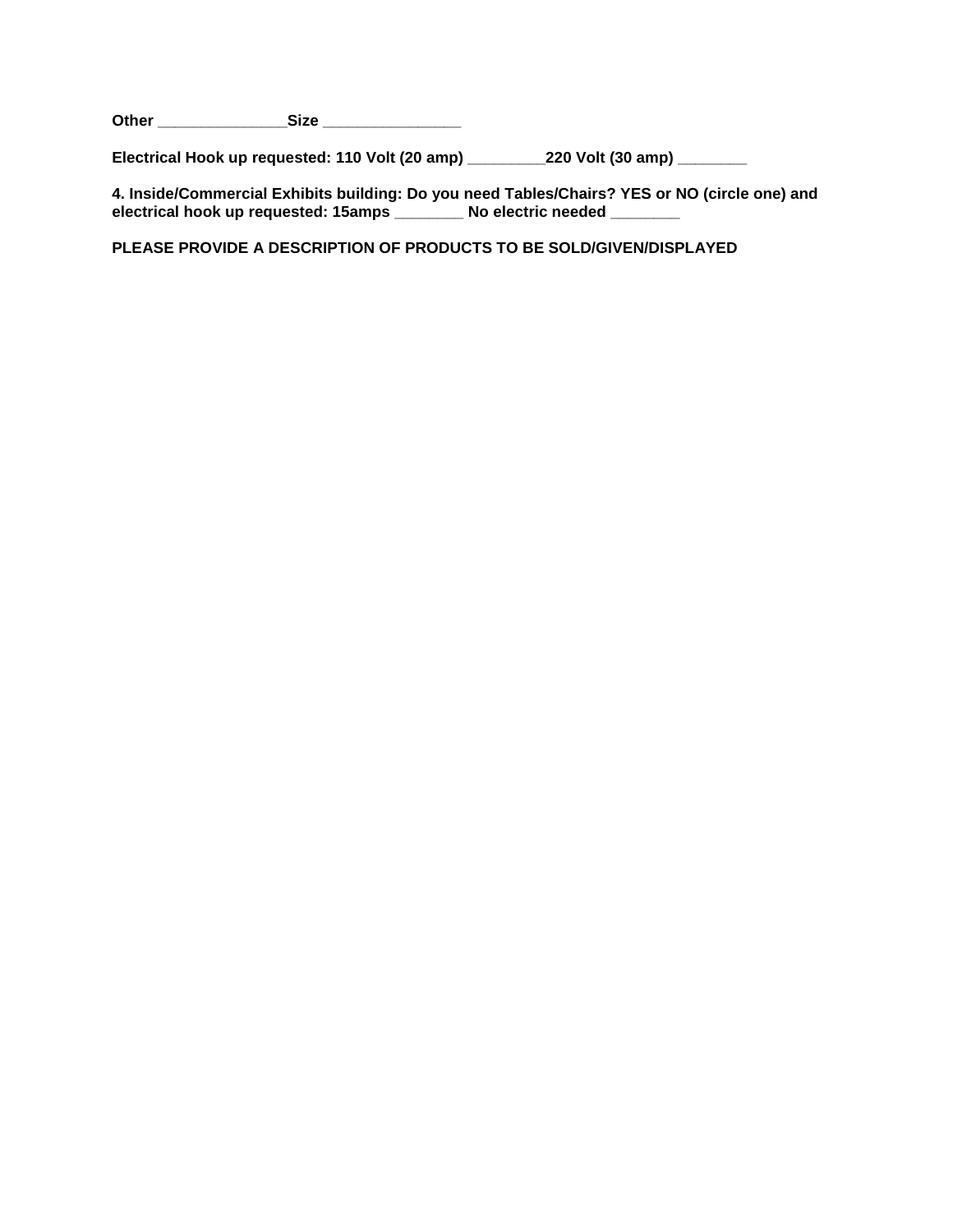**Other _______________Size ________________**

**Electrical Hook up requested: 110 Volt (20 amp) _________220 Volt (30 amp) ________**

**4. Inside/Commercial Exhibits building: Do you need Tables/Chairs? YES or NO (circle one) and electrical hook up requested: 15amps ________ No electric needed ________**

**PLEASE PROVIDE A DESCRIPTION OF PRODUCTS TO BE SOLD/GIVEN/DISPLAYED**